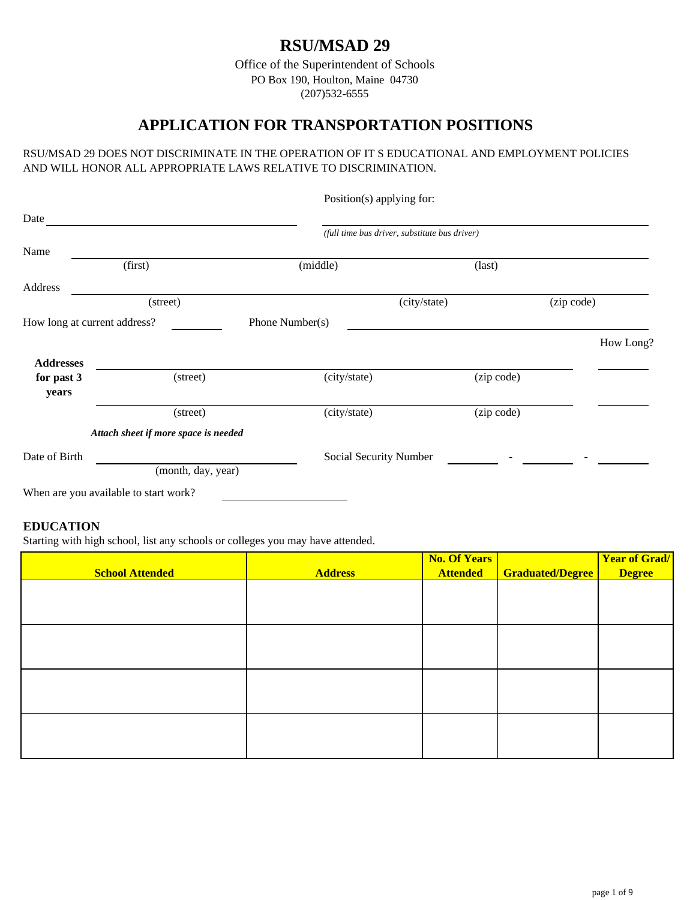# RSU/MSAD 29

Office of the Superintendent of Schools
PO Box 190, Houlton, Maine 04730
(207)532-6555

## APPLICATION FOR TRANSPORTATION POSITIONS

RSU/MSAD 29 DOES NOT DISCRIMINATE IN THE OPERATION OF IT S EDUCATIONAL AND EMPLOYMENT POLICIES AND WILL HONOR ALL APPROPRIATE LAWS RELATIVE TO DISCRIMINATION.

Date ______________________________

Position(s) applying for: ______________________________
*(full time bus driver, substitute bus driver)*

Name ______________________________
(first) (middle) (last)

Address ______________________________
(street) (city/state) (zip code)

How long at current address? ________ Phone Number(s) ______________________________

**Addresses for past 3 years**

______________________________ How Long? ________
(street) (city/state) (zip code)

______________________________ ________
(street) (city/state) (zip code)

***Attach sheet if more space is needed***

Date of Birth ______________________________
(month, day, year)

Social Security Number ________ - ________ - ________

When are you available to start work? ________________

### EDUCATION

Starting with high school, list any schools or colleges you may have attended.

| School Attended | Address | No. Of Years Attended | Graduated/Degree | Year of Grad/ Degree |
|---|---|---|---|---|
| | | | | |
| | | | | |
| | | | | |
| | | | | |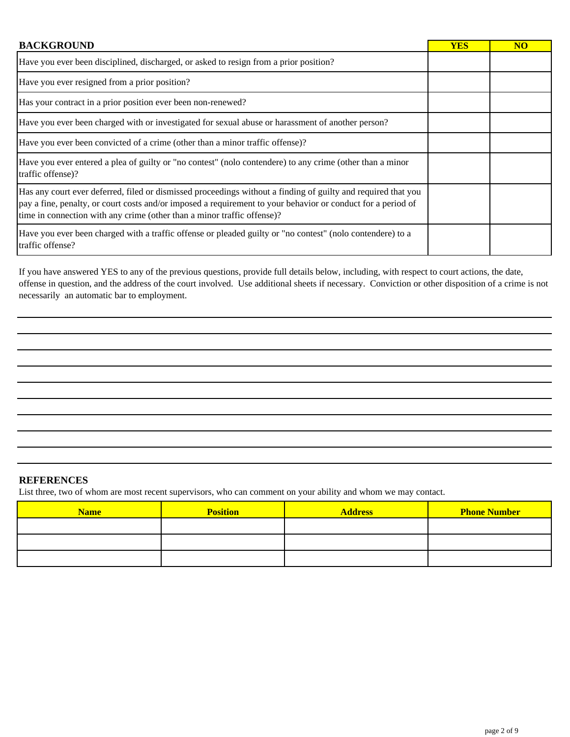| BACKGROUND | YES | NO |
|---|---|---|
| Have you ever been disciplined, discharged, or asked to resign from a prior position? | | |
| Have you ever resigned from a prior position? | | |
| Has your contract in a prior position ever been non-renewed? | | |
| Have you ever been charged with or investigated for sexual abuse or harassment of another person? | | |
| Have you ever been convicted of a crime (other than a minor traffic offense)? | | |
| Have you ever entered a plea of guilty or "no contest" (nolo contendere) to any crime (other than a minor traffic offense)? | | |
| Has any court ever deferred, filed or dismissed proceedings without a finding of guilty and required that you pay a fine, penalty, or court costs and/or imposed a requirement to your behavior or conduct for a period of time in connection with any crime (other than a minor traffic offense)? | | |
| Have you ever been charged with a traffic offense or pleaded guilty or "no contest" (nolo contendere) to a traffic offense? | | |

If you have answered YES to any of the previous questions, provide full details below, including, with respect to court actions, the date, offense in question, and the address of the court involved. Use additional sheets if necessary. Conviction or other disposition of a crime is not necessarily an automatic bar to employment.

______________________________________________________________________

______________________________________________________________________

______________________________________________________________________

______________________________________________________________________

______________________________________________________________________

______________________________________________________________________

______________________________________________________________________

______________________________________________________________________

______________________________________________________________________

______________________________________________________________________

## REFERENCES

List three, two of whom are most recent supervisors, who can comment on your ability and whom we may contact.

| Name | Position | Address | Phone Number |
|---|---|---|---|
| | | | |
| | | | |
| | | | |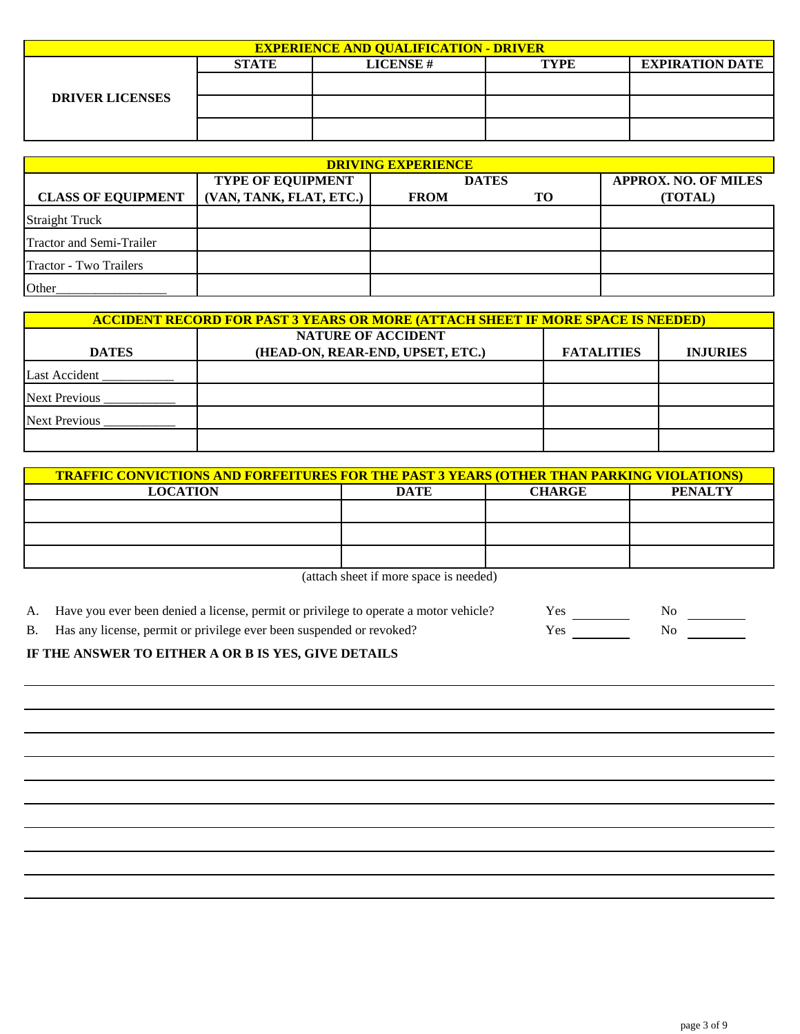| EXPERIENCE AND QUALIFICATION - DRIVER | | | | |
|---|---|---|---|---|
| | STATE | LICENSE # | TYPE | EXPIRATION DATE |
| DRIVER LICENSES | | | | |
| | | | | |
| | | | | |

| DRIVING EXPERIENCE | | | | |
|---|---|---|---|---|
| CLASS OF EQUIPMENT | TYPE OF EQUIPMENT (VAN, TANK, FLAT, ETC.) | DATES FROM | TO | APPROX. NO. OF MILES (TOTAL) |
| Straight Truck | | | | |
| Tractor and Semi-Trailer | | | | |
| Tractor - Two Trailers | | | | |
| Other_________________ | | | | |

| ACCIDENT RECORD FOR PAST 3 YEARS OR MORE (ATTACH SHEET IF MORE SPACE IS NEEDED) | | | |
|---|---|---|---|
| DATES | NATURE OF ACCIDENT (HEAD-ON, REAR-END, UPSET, ETC.) | FATALITIES | INJURIES |
| Last Accident ___________ | | | |
| Next Previous ___________ | | | |
| Next Previous ___________ | | | |
| | | | |

| TRAFFIC CONVICTIONS AND FORFEITURES FOR THE PAST 3 YEARS (OTHER THAN PARKING VIOLATIONS) | | | |
|---|---|---|---|
| LOCATION | DATE | CHARGE | PENALTY |
| | | | |
| | | | |
| | | | |

(attach sheet if more space is needed)

A. Have you ever been denied a license, permit or privilege to operate a motor vehicle? Yes ________ No ________

B. Has any license, permit or privilege ever been suspended or revoked? Yes ________ No ________

**IF THE ANSWER TO EITHER A OR B IS YES, GIVE DETAILS**

_______________________________________________________________________________

_______________________________________________________________________________

_______________________________________________________________________________

_______________________________________________________________________________

_______________________________________________________________________________

_______________________________________________________________________________

_______________________________________________________________________________

_______________________________________________________________________________

_______________________________________________________________________________

_______________________________________________________________________________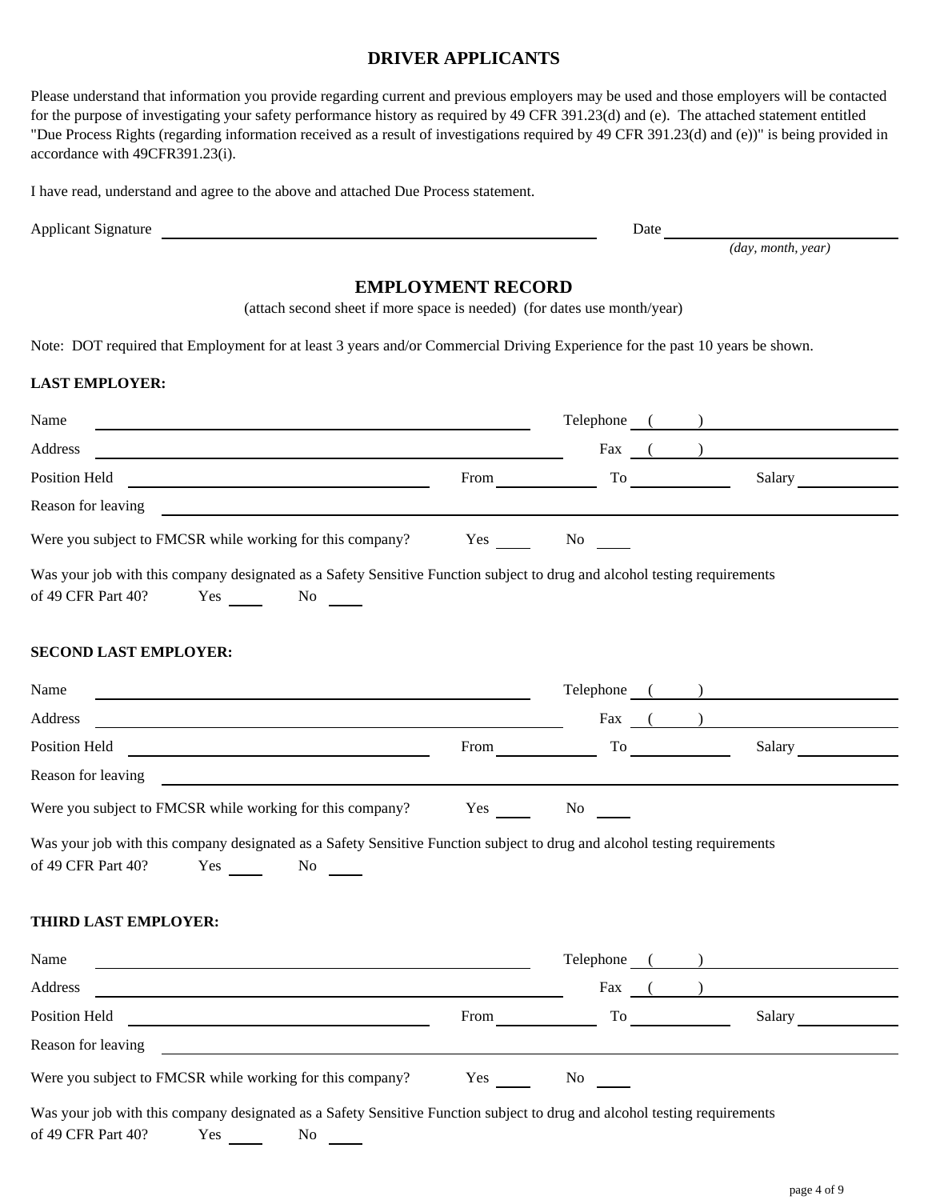## DRIVER APPLICANTS

Please understand that information you provide regarding current and previous employers may be used and those employers will be contacted for the purpose of investigating your safety performance history as required by 49 CFR 391.23(d) and (e). The attached statement entitled "Due Process Rights (regarding information received as a result of investigations required by 49 CFR 391.23(d) and (e))" is being provided in accordance with 49CFR391.23(i).

I have read, understand and agree to the above and attached Due Process statement.

Applicant Signature ______________________________ Date ______________________
*(day, month, year)*

## EMPLOYMENT RECORD

(attach second sheet if more space is needed) (for dates use month/year)

Note: DOT required that Employment for at least 3 years and/or Commercial Driving Experience for the past 10 years be shown.

**LAST EMPLOYER:**

Name ______________________________ Telephone ( ) ______________

Address ______________________________ Fax ( ) ______________

Position Held ____________________ From __________ To __________ Salary __________

Reason for leaving ______________________________

Were you subject to FMCSR while working for this company? Yes ____ No ____

Was your job with this company designated as a Safety Sensitive Function subject to drug and alcohol testing requirements of 49 CFR Part 40? Yes ____ No ____

**SECOND LAST EMPLOYER:**

Name ______________________________ Telephone ( ) ______________

Address ______________________________ Fax ( ) ______________

Position Held ____________________ From __________ To __________ Salary __________

Reason for leaving ______________________________

Were you subject to FMCSR while working for this company? Yes ____ No ____

Was your job with this company designated as a Safety Sensitive Function subject to drug and alcohol testing requirements of 49 CFR Part 40? Yes ____ No ____

**THIRD LAST EMPLOYER:**

Name ______________________________ Telephone ( ) ______________

Address ______________________________ Fax ( ) ______________

Position Held ____________________ From __________ To __________ Salary __________

Reason for leaving ______________________________

Were you subject to FMCSR while working for this company? Yes ____ No ____

Was your job with this company designated as a Safety Sensitive Function subject to drug and alcohol testing requirements of 49 CFR Part 40? Yes ____ No ____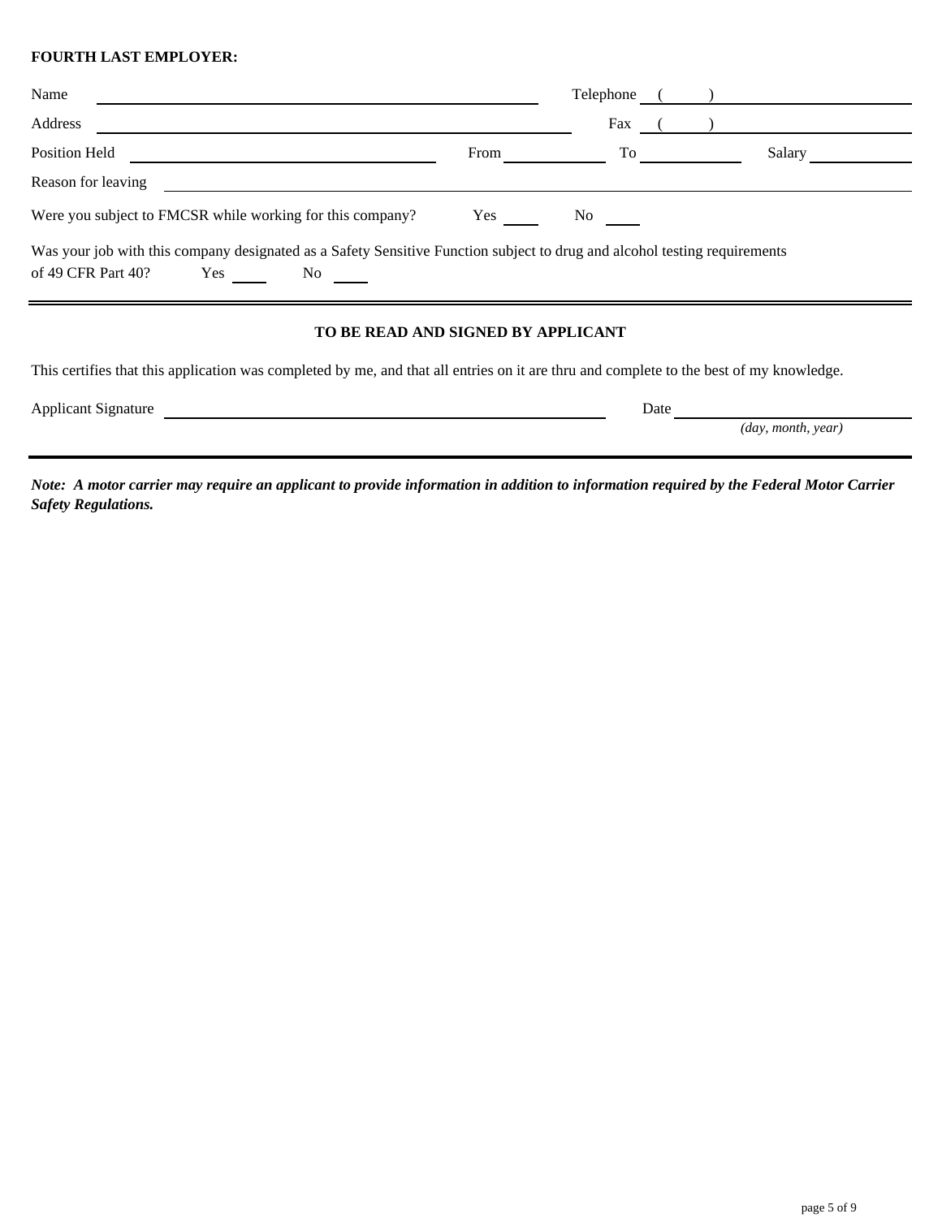**FOURTH LAST EMPLOYER:**

Name \_\_\_\_\_\_\_\_\_\_\_\_\_\_\_\_\_\_\_\_\_\_\_\_\_\_\_\_\_\_\_\_\_\_\_\_\_\_\_\_ Telephone ( ) \_\_\_\_\_\_\_\_\_\_\_\_\_\_\_\_\_\_\_\_

Address \_\_\_\_\_\_\_\_\_\_\_\_\_\_\_\_\_\_\_\_\_\_\_\_\_\_\_\_\_\_\_\_\_\_\_\_\_\_\_\_ Fax ( ) \_\_\_\_\_\_\_\_\_\_\_\_\_\_\_\_\_\_\_\_

Position Held \_\_\_\_\_\_\_\_\_\_\_\_\_\_\_\_\_\_\_\_\_\_\_\_\_\_\_\_ From \_\_\_\_\_\_\_\_\_\_ To \_\_\_\_\_\_\_\_\_\_ Salary \_\_\_\_\_\_\_\_\_\_

Reason for leaving \_\_\_\_\_\_\_\_\_\_\_\_\_\_\_\_\_\_\_\_\_\_\_\_\_\_\_\_\_\_\_\_\_\_\_\_\_\_\_\_\_\_\_\_\_\_\_\_\_\_\_\_\_\_\_\_\_\_\_\_

Were you subject to FMCSR while working for this company? Yes \_\_\_\_ No \_\_\_\_

Was your job with this company designated as a Safety Sensitive Function subject to drug and alcohol testing requirements of 49 CFR Part 40? Yes \_\_\_\_ No \_\_\_\_

---

**TO BE READ AND SIGNED BY APPLICANT**

This certifies that this application was completed by me, and that all entries on it are thru and complete to the best of my knowledge.

Applicant Signature \_\_\_\_\_\_\_\_\_\_\_\_\_\_\_\_\_\_\_\_\_\_\_\_\_\_\_\_\_\_\_\_\_\_\_\_\_\_\_\_ Date \_\_\_\_\_\_\_\_\_\_\_\_\_\_\_\_\_\_\_\_

*(day, month, year)*

---

***Note: A motor carrier may require an applicant to provide information in addition to information required by the Federal Motor Carrier Safety Regulations.***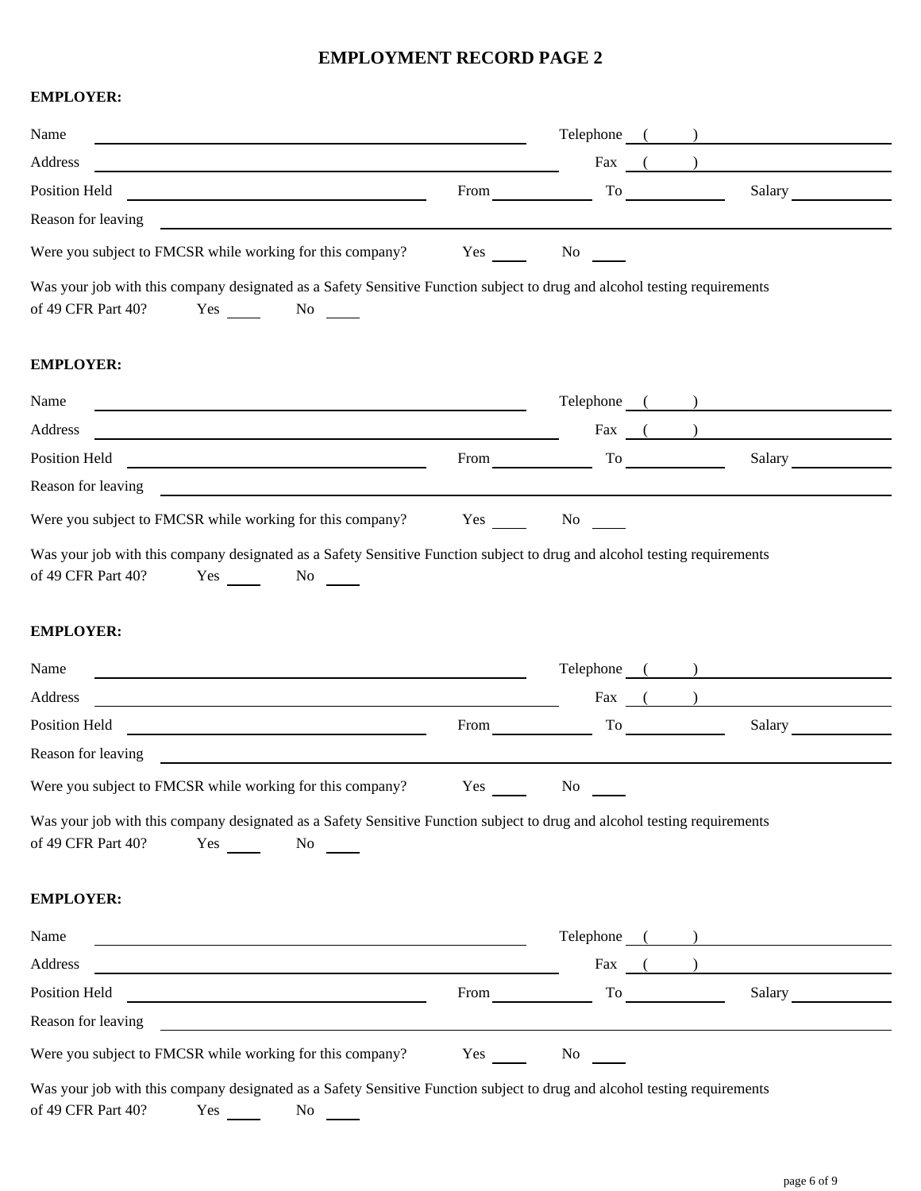# EMPLOYMENT RECORD PAGE 2

**EMPLOYER:**

Name ______________________________ Telephone (____) ______________

Address ______________________________ Fax (____) ______________

Position Held ______________________ From __________ To __________ Salary __________

Reason for leaving ______________________________________________

Were you subject to FMCSR while working for this company? Yes ____ No ____

Was your job with this company designated as a Safety Sensitive Function subject to drug and alcohol testing requirements of 49 CFR Part 40? Yes ____ No ____

**EMPLOYER:**

Name ______________________________ Telephone (____) ______________

Address ______________________________ Fax (____) ______________

Position Held ______________________ From __________ To __________ Salary __________

Reason for leaving ______________________________________________

Were you subject to FMCSR while working for this company? Yes ____ No ____

Was your job with this company designated as a Safety Sensitive Function subject to drug and alcohol testing requirements of 49 CFR Part 40? Yes ____ No ____

**EMPLOYER:**

Name ______________________________ Telephone (____) ______________

Address ______________________________ Fax (____) ______________

Position Held ______________________ From __________ To __________ Salary __________

Reason for leaving ______________________________________________

Were you subject to FMCSR while working for this company? Yes ____ No ____

Was your job with this company designated as a Safety Sensitive Function subject to drug and alcohol testing requirements of 49 CFR Part 40? Yes ____ No ____

**EMPLOYER:**

Name ______________________________ Telephone (____) ______________

Address ______________________________ Fax (____) ______________

Position Held ______________________ From __________ To __________ Salary __________

Reason for leaving ______________________________________________

Were you subject to FMCSR while working for this company? Yes ____ No ____

Was your job with this company designated as a Safety Sensitive Function subject to drug and alcohol testing requirements of 49 CFR Part 40? Yes ____ No ____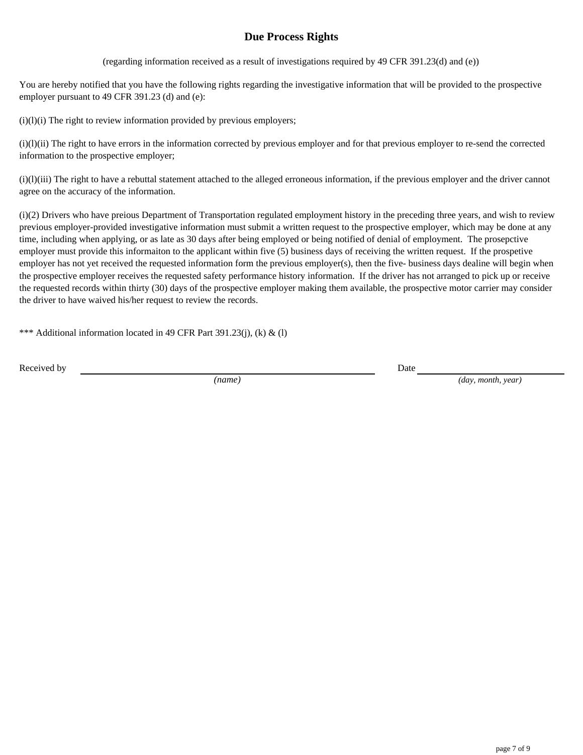## Due Process Rights

(regarding information received as a result of investigations required by 49 CFR 391.23(d) and (e))

You are hereby notified that you have the following rights regarding the investigative information that will be provided to the prospective employer pursuant to 49 CFR 391.23 (d) and (e):

(i)(l)(i) The right to review information provided by previous employers;

(i)(l)(ii) The right to have errors in the information corrected by previous employer and for that previous employer to re-send the corrected information to the prospective employer;

(i)(l)(iii) The right to have a rebuttal statement attached to the alleged erroneous information, if the previous employer and the driver cannot agree on the accuracy of the information.

(i)(2) Drivers who have preious Department of Transportation regulated employment history in the preceding three years, and wish to review previous employer-provided investigative information must submit a written request to the prospective employer, which may be done at any time, including when applying, or as late as 30 days after being employed or being notified of denial of employment. The prosepctive employer must provide this informaiton to the applicant within five (5) business days of receiving the written request. If the prospetive employer has not yet received the requested information form the previous employer(s), then the five- business days dealine will begin when the prospective employer receives the requested safety performance history information. If the driver has not arranged to pick up or receive the requested records within thirty (30) days of the prospective employer making them available, the prospective motor carrier may consider the driver to have waived his/her request to review the records.

*** Additional information located in 49 CFR Part 391.23(j), (k) & (l)

Received by ______________________________ Date ____________________
*(name)* *(day, month, year)*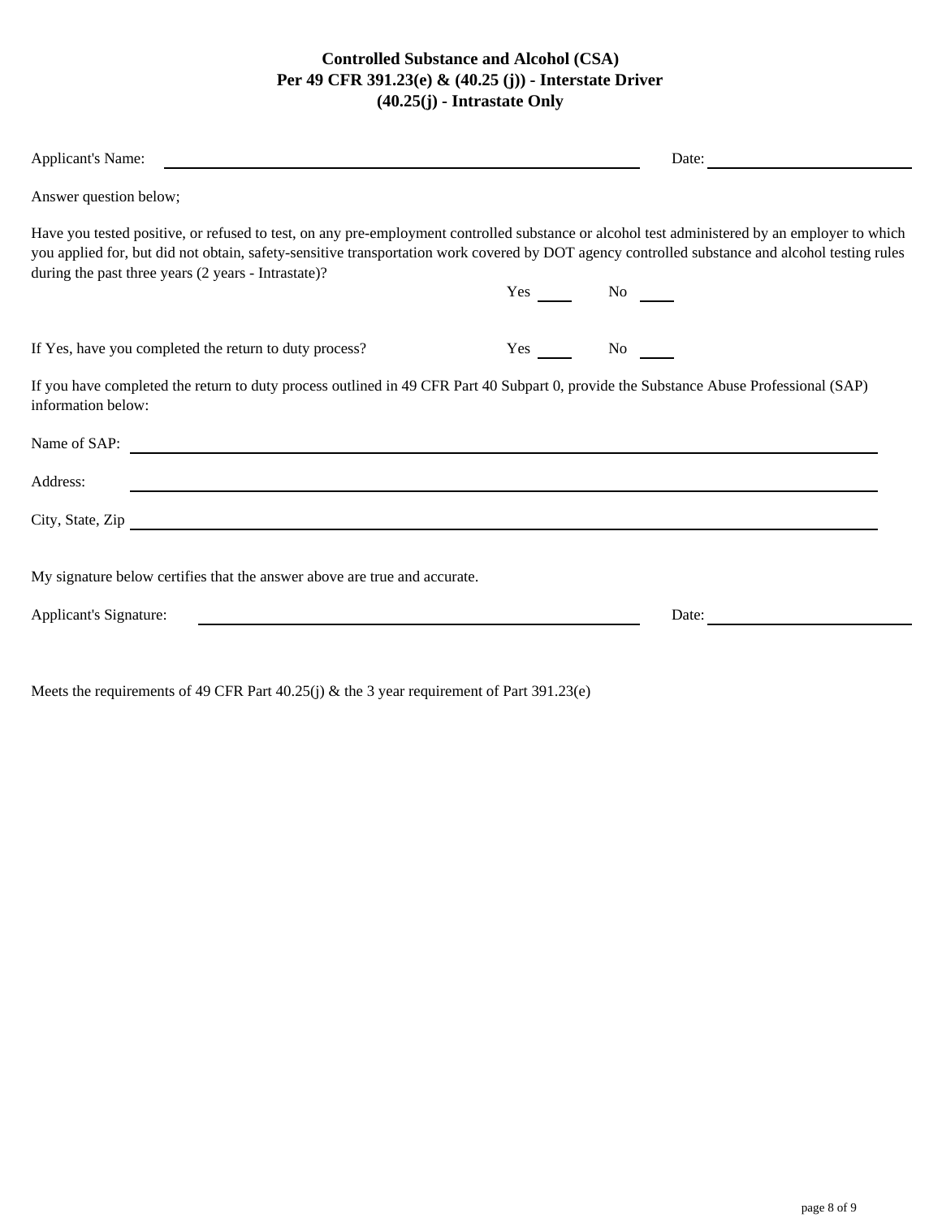# Controlled Substance and Alcohol (CSA)
## Per 49 CFR 391.23(e) & (40.25 (j)) - Interstate Driver
## (40.25(j) - Intrastate Only

Applicant's Name: \_\_\_\_\_\_\_\_\_\_\_\_\_\_\_\_\_\_\_\_\_\_\_\_\_\_\_\_\_\_\_\_\_\_\_\_ Date: \_\_\_\_\_\_\_\_\_\_\_\_\_\_\_\_

Answer question below;

Have you tested positive, or refused to test, on any pre-employment controlled substance or alcohol test administered by an employer to which you applied for, but did not obtain, safety-sensitive transportation work covered by DOT agency controlled substance and alcohol testing rules during the past three years (2 years - Intrastate)?

Yes \_\_\_\_ No \_\_\_\_

If Yes, have you completed the return to duty process? Yes \_\_\_\_ No \_\_\_\_

If you have completed the return to duty process outlined in 49 CFR Part 40 Subpart 0, provide the Substance Abuse Professional (SAP) information below:

Name of SAP: \_\_\_\_\_\_\_\_\_\_\_\_\_\_\_\_\_\_\_\_\_\_\_\_\_\_\_\_\_\_\_\_\_\_\_\_\_\_\_\_\_\_\_\_\_\_\_\_

Address: \_\_\_\_\_\_\_\_\_\_\_\_\_\_\_\_\_\_\_\_\_\_\_\_\_\_\_\_\_\_\_\_\_\_\_\_\_\_\_\_\_\_\_\_\_\_\_\_

City, State, Zip \_\_\_\_\_\_\_\_\_\_\_\_\_\_\_\_\_\_\_\_\_\_\_\_\_\_\_\_\_\_\_\_\_\_\_\_\_\_\_\_\_\_\_\_\_\_\_\_

My signature below certifies that the answer above are true and accurate.

Applicant's Signature: \_\_\_\_\_\_\_\_\_\_\_\_\_\_\_\_\_\_\_\_\_\_\_\_\_\_\_\_\_\_\_\_\_\_\_\_ Date: \_\_\_\_\_\_\_\_\_\_\_\_\_\_\_\_

Meets the requirements of 49 CFR Part 40.25(j) & the 3 year requirement of Part 391.23(e)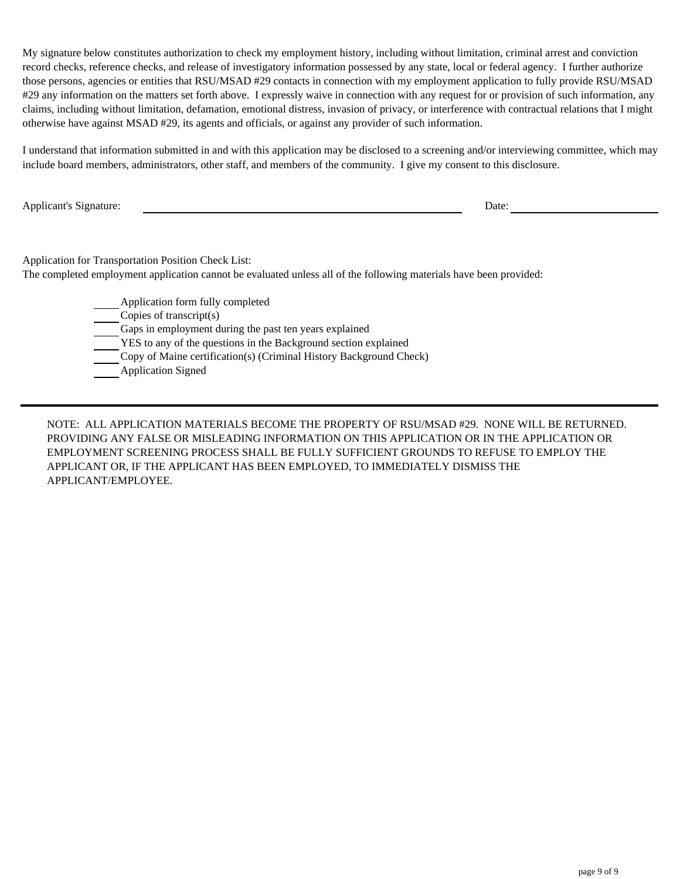My signature below constitutes authorization to check my employment history, including without limitation, criminal arrest and conviction record checks, reference checks, and release of investigatory information possessed by any state, local or federal agency. I further authorize those persons, agencies or entities that RSU/MSAD #29 contacts in connection with my employment application to fully provide RSU/MSAD #29 any information on the matters set forth above. I expressly waive in connection with any request for or provision of such information, any claims, including without limitation, defamation, emotional distress, invasion of privacy, or interference with contractual relations that I might otherwise have against MSAD #29, its agents and officials, or against any provider of such information.

I understand that information submitted in and with this application may be disclosed to a screening and/or interviewing committee, which may include board members, administrators, other staff, and members of the community. I give my consent to this disclosure.

Applicant's Signature: ______________________________ Date: ______________

Application for Transportation Position Check List:
The completed employment application cannot be evaluated unless all of the following materials have been provided:

____ Application form fully completed
____ Copies of transcript(s)
____ Gaps in employment during the past ten years explained
____ YES to any of the questions in the Background section explained
____ Copy of Maine certification(s) (Criminal History Background Check)
____ Application Signed

---

NOTE: ALL APPLICATION MATERIALS BECOME THE PROPERTY OF RSU/MSAD #29. NONE WILL BE RETURNED. PROVIDING ANY FALSE OR MISLEADING INFORMATION ON THIS APPLICATION OR IN THE APPLICATION OR EMPLOYMENT SCREENING PROCESS SHALL BE FULLY SUFFICIENT GROUNDS TO REFUSE TO EMPLOY THE APPLICANT OR, IF THE APPLICANT HAS BEEN EMPLOYED, TO IMMEDIATELY DISMISS THE APPLICANT/EMPLOYEE.